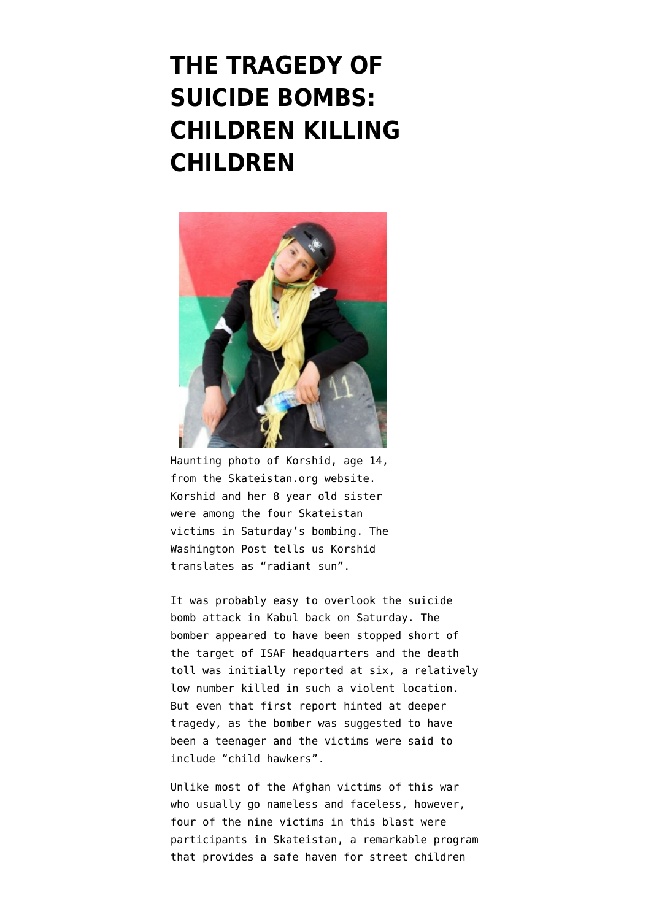# THE TRAGEDY OF SUICIDE BOMBS: CHILDREN KILLING CHILDREN

Haunting photo of Korshid, age 14, from the Skateistan.org website. Korshid and her 8 year old sister were among the four Skateistan victims in Saturday's bombing. The Washington Post tells us Korshid translates as "radiant sun".

It was probably easy to overlook the suicide bomb attack in Kabul back on Saturday. The bomber appeared to have been stopped short of the target of ISAF headquarters and the death toll was initially reported at six, a relatively low number killed in such a violent location. But even that first report hinted at deeper tragedy, as the bomber was suggested to have been a teenager and the victims were said to include "child hawkers".

Unlike most of the Afghan victims of this war who usually go nameless and faceless, however, four of the nine victims in this blast were participants in Skateistan, a remarkable program that provides a safe haven for street children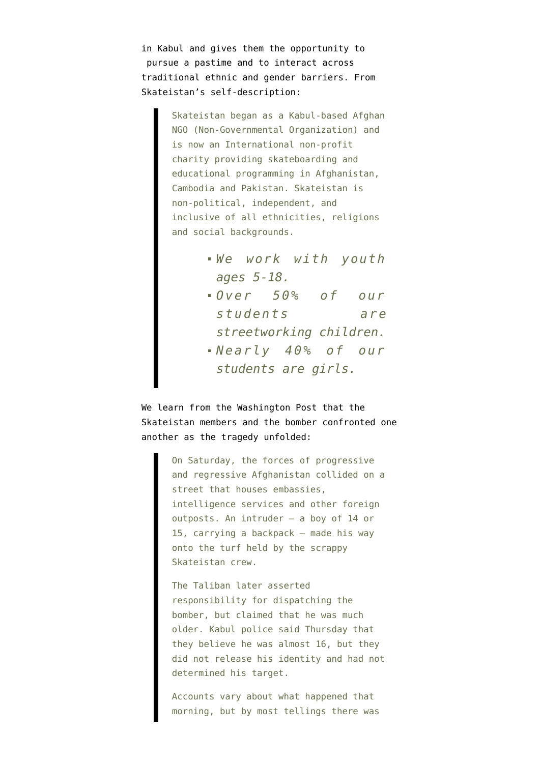in Kabul and gives them the opportunity to pursue a pastime and to interact across traditional ethnic and gender barriers. From Skateistan's self-description:

> Skateistan began as a Kabul-based Afghan NGO (Non-Governmental Organization) and is now an International non-profit charity providing skateboarding and educational programming in Afghanistan, Cambodia and Pakistan. Skateistan is non-political, independent, and inclusive of all ethnicities, religions and social backgrounds.
>
> - *We work with youth ages 5-18.*
> - *Over 50% of our students are streetworking children.*
> - *Nearly 40% of our students are girls.*

We learn from the Washington Post that the Skateistan members and the bomber confronted one another as the tragedy unfolded:

> On Saturday, the forces of progressive and regressive Afghanistan collided on a street that houses embassies, intelligence services and other foreign outposts. An intruder — a boy of 14 or 15, carrying a backpack — made his way onto the turf held by the scrappy Skateistan crew.
>
> The Taliban later asserted responsibility for dispatching the bomber, but claimed that he was much older. Kabul police said Thursday that they believe he was almost 16, but they did not release his identity and had not determined his target.
>
> Accounts vary about what happened that morning, but by most tellings there was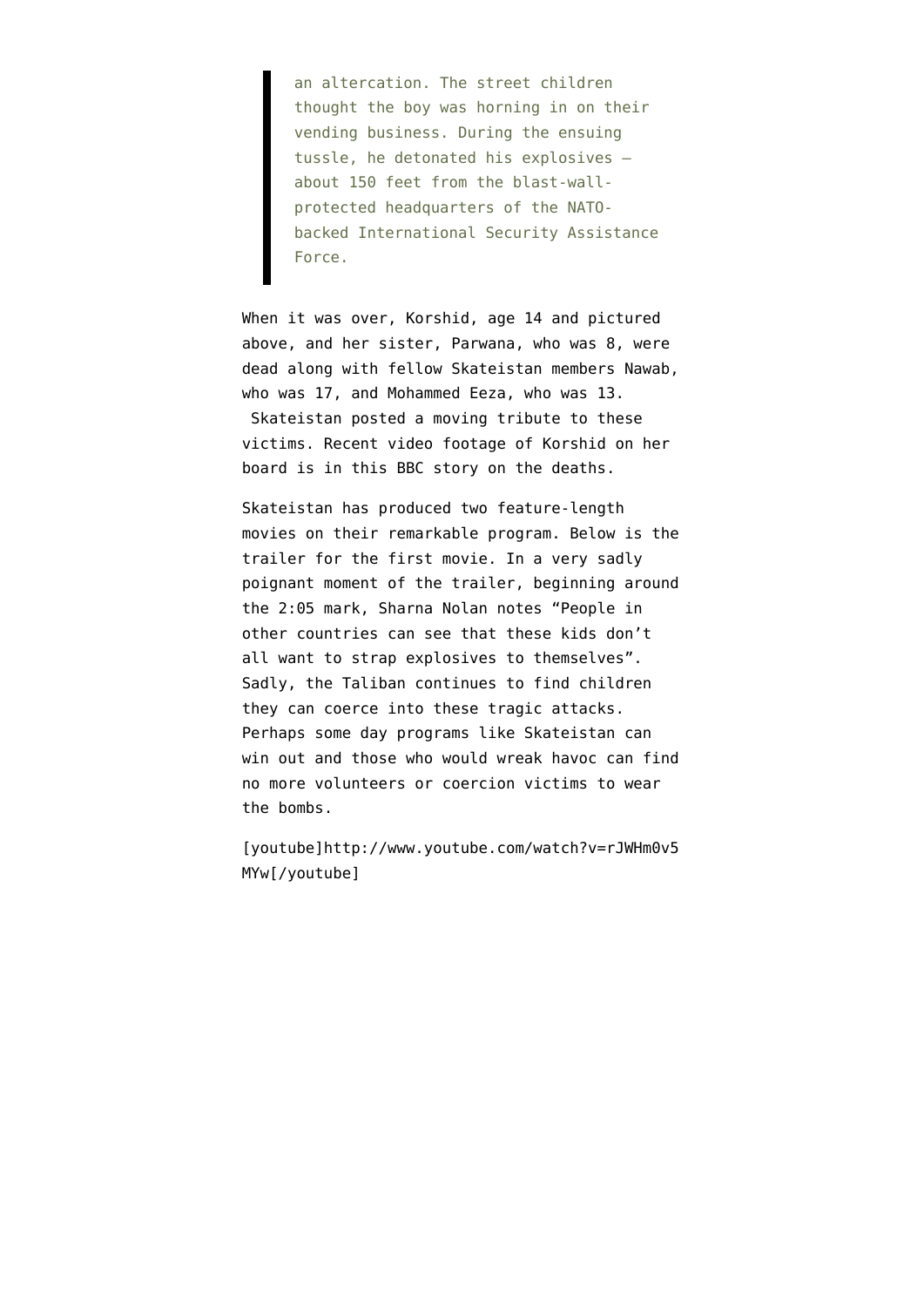> an altercation. The street children thought the boy was horning in on their vending business. During the ensuing tussle, he detonated his explosives — about 150 feet from the blast-wall-protected headquarters of the NATO-backed International Security Assistance Force.

When it was over, Korshid, age 14 and pictured above, and her sister, Parwana, who was 8, were dead along with fellow Skateistan members Nawab, who was 17, and Mohammed Eeza, who was 13. Skateistan posted a moving tribute to these victims. Recent video footage of Korshid on her board is in this BBC story on the deaths.

Skateistan has produced two feature-length movies on their remarkable program. Below is the trailer for the first movie. In a very sadly poignant moment of the trailer, beginning around the 2:05 mark, Sharna Nolan notes "People in other countries can see that these kids don't all want to strap explosives to themselves". Sadly, the Taliban continues to find children they can coerce into these tragic attacks. Perhaps some day programs like Skateistan can win out and those who would wreak havoc can find no more volunteers or coercion victims to wear the bombs.

[youtube]http://www.youtube.com/watch?v=rJWHm0v5MYw[/youtube]